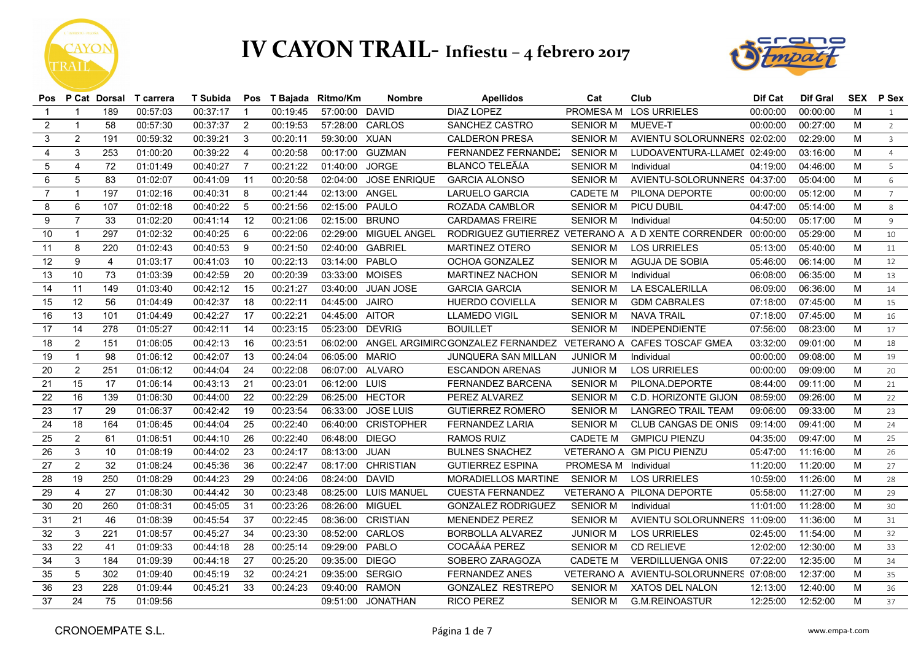# IV CAYON TRAIL- Infiestu – 4 febrero 2017

| Pos | P Cat | Dorsal | T carrera | T Subida | Pos | T Bajada | Ritmo/Km | Nombre | Apellidos | Cat | Club | Dif Cat | Dif Gral | SEX | P Sex |
|---|---|---|---|---|---|---|---|---|---|---|---|---|---|---|---|
| 1 | 1 | 189 | 00:57:03 | 00:37:17 | 1 | 00:19:45 | 57:00:00 | DAVID | DIAZ LOPEZ | PROMESA M | LOS URRIELES | 00:00:00 | 00:00:00 | M | 1 |
| 2 | 1 | 58 | 00:57:30 | 00:37:37 | 2 | 00:19:53 | 57:28:00 | CARLOS | SANCHEZ CASTRO | SENIOR M | MUEVE-T | 00:00:00 | 00:27:00 | M | 2 |
| 3 | 2 | 191 | 00:59:32 | 00:39:21 | 3 | 00:20:11 | 59:30:00 | XUAN | CALDERON PRESA | SENIOR M | AVIENTU SOLORUNNERS | 02:02:00 | 02:29:00 | M | 3 |
| 4 | 3 | 253 | 01:00:20 | 00:39:22 | 4 | 00:20:58 | 00:17:00 | GUZMAN | FERNANDEZ FERNANDEZ | SENIOR M | LUDOAVENTURA-LLAMEI | 02:49:00 | 03:16:00 | M | 4 |
| 5 | 4 | 72 | 01:01:49 | 00:40:27 | 7 | 00:21:22 | 01:40:00 | JORGE | BLANCO TELEÃ¿A | SENIOR M | Individual | 04:19:00 | 04:46:00 | M | 5 |
| 6 | 5 | 83 | 01:02:07 | 00:41:09 | 11 | 00:20:58 | 02:04:00 | JOSE ENRIQUE | GARCIA ALONSO | SENIOR M | AVIENTU-SOLORUNNERS | 04:37:00 | 05:04:00 | M | 6 |
| 7 | 1 | 197 | 01:02:16 | 00:40:31 | 8 | 00:21:44 | 02:13:00 | ANGEL | LARUELO GARCIA | CADETE M | PILONA DEPORTE | 00:00:00 | 05:12:00 | M | 7 |
| 8 | 6 | 107 | 01:02:18 | 00:40:22 | 5 | 00:21:56 | 02:15:00 | PAULO | ROZADA CAMBLOR | SENIOR M | PICU DUBIL | 04:47:00 | 05:14:00 | M | 8 |
| 9 | 7 | 33 | 01:02:20 | 00:41:14 | 12 | 00:21:06 | 02:15:00 | BRUNO | CARDAMAS FREIRE | SENIOR M | Individual | 04:50:00 | 05:17:00 | M | 9 |
| 10 | 1 | 297 | 01:02:32 | 00:40:25 | 6 | 00:22:06 | 02:29:00 | MIGUEL ANGEL | RODRIGUEZ GUTIERREZ | VETERANO A | A D XENTE CORRENDER | 00:00:00 | 05:29:00 | M | 10 |
| 11 | 8 | 220 | 01:02:43 | 00:40:53 | 9 | 00:21:50 | 02:40:00 | GABRIEL | MARTINEZ OTERO | SENIOR M | LOS URRIELES | 05:13:00 | 05:40:00 | M | 11 |
| 12 | 9 | 4 | 01:03:17 | 00:41:03 | 10 | 00:22:13 | 03:14:00 | PABLO | OCHOA GONZALEZ | SENIOR M | AGUJA DE SOBIA | 05:46:00 | 06:14:00 | M | 12 |
| 13 | 10 | 73 | 01:03:39 | 00:42:59 | 20 | 00:20:39 | 03:33:00 | MOISES | MARTINEZ NACHON | SENIOR M | Individual | 06:08:00 | 06:35:00 | M | 13 |
| 14 | 11 | 149 | 01:03:40 | 00:42:12 | 15 | 00:21:27 | 03:40:00 | JUAN JOSE | GARCIA GARCIA | SENIOR M | LA ESCALERILLA | 06:09:00 | 06:36:00 | M | 14 |
| 15 | 12 | 56 | 01:04:49 | 00:42:37 | 18 | 00:22:11 | 04:45:00 | JAIRO | HUERDO COVIELLA | SENIOR M | GDM CABRALES | 07:18:00 | 07:45:00 | M | 15 |
| 16 | 13 | 101 | 01:04:49 | 00:42:27 | 17 | 00:22:21 | 04:45:00 | AITOR | LLAMEDO VIGIL | SENIOR M | NAVA TRAIL | 07:18:00 | 07:45:00 | M | 16 |
| 17 | 14 | 278 | 01:05:27 | 00:42:11 | 14 | 00:23:15 | 05:23:00 | DEVRIG | BOUILLET | SENIOR M | INDEPENDIENTE | 07:56:00 | 08:23:00 | M | 17 |
| 18 | 2 | 151 | 01:06:05 | 00:42:13 | 16 | 00:23:51 | 06:02:00 | ANGEL ARGIMIRO | GONZALEZ FERNANDEZ | VETERANO A | CAFES TOSCAF GMEA | 03:32:00 | 09:01:00 | M | 18 |
| 19 | 1 | 98 | 01:06:12 | 00:42:07 | 13 | 00:24:04 | 06:05:00 | MARIO | JUNQUERA SAN MILLAN | JUNIOR M | Individual | 00:00:00 | 09:08:00 | M | 19 |
| 20 | 2 | 251 | 01:06:12 | 00:44:04 | 24 | 00:22:08 | 06:07:00 | ALVARO | ESCANDON ARENAS | JUNIOR M | LOS URRIELES | 00:00:00 | 09:09:00 | M | 20 |
| 21 | 15 | 17 | 01:06:14 | 00:43:13 | 21 | 00:23:01 | 06:12:00 | LUIS | FERNANDEZ BARCENA | SENIOR M | PILONA.DEPORTE | 08:44:00 | 09:11:00 | M | 21 |
| 22 | 16 | 139 | 01:06:30 | 00:44:00 | 22 | 00:22:29 | 06:25:00 | HECTOR | PEREZ ALVAREZ | SENIOR M | C.D. HORIZONTE GIJON | 08:59:00 | 09:26:00 | M | 22 |
| 23 | 17 | 29 | 01:06:37 | 00:42:42 | 19 | 00:23:54 | 06:33:00 | JOSE LUIS | GUTIERREZ ROMERO | SENIOR M | LANGREO TRAIL TEAM | 09:06:00 | 09:33:00 | M | 23 |
| 24 | 18 | 164 | 01:06:45 | 00:44:04 | 25 | 00:22:40 | 06:40:00 | CRISTOPHER | FERNANDEZ LARIA | SENIOR M | CLUB CANGAS DE ONIS | 09:14:00 | 09:41:00 | M | 24 |
| 25 | 2 | 61 | 01:06:51 | 00:44:10 | 26 | 00:22:40 | 06:48:00 | DIEGO | RAMOS RUIZ | CADETE M | GMPICU PIENZU | 04:35:00 | 09:47:00 | M | 25 |
| 26 | 3 | 10 | 01:08:19 | 00:44:02 | 23 | 00:24:17 | 08:13:00 | JUAN | BULNES SNACHEZ | VETERANO A | GM PICU PIENZU | 05:47:00 | 11:16:00 | M | 26 |
| 27 | 2 | 32 | 01:08:24 | 00:45:36 | 36 | 00:22:47 | 08:17:00 | CHRISTIAN | GUTIERREZ ESPINA | PROMESA M | Individual | 11:20:00 | 11:20:00 | M | 27 |
| 28 | 19 | 250 | 01:08:29 | 00:44:23 | 29 | 00:24:06 | 08:24:00 | DAVID | MORADIELLOS MARTINE | SENIOR M | LOS URRIELES | 10:59:00 | 11:26:00 | M | 28 |
| 29 | 4 | 27 | 01:08:30 | 00:44:42 | 30 | 00:23:48 | 08:25:00 | LUIS MANUEL | CUESTA FERNANDEZ | VETERANO A | PILONA DEPORTE | 05:58:00 | 11:27:00 | M | 29 |
| 30 | 20 | 260 | 01:08:31 | 00:45:05 | 31 | 00:23:26 | 08:26:00 | MIGUEL | GONZALEZ RODRIGUEZ | SENIOR M | Individual | 11:01:00 | 11:28:00 | M | 30 |
| 31 | 21 | 46 | 01:08:39 | 00:45:54 | 37 | 00:22:45 | 08:36:00 | CRISTIAN | MENENDEZ PEREZ | SENIOR M | AVIENTU SOLORUNNERS | 11:09:00 | 11:36:00 | M | 31 |
| 32 | 3 | 221 | 01:08:57 | 00:45:27 | 34 | 00:23:30 | 08:52:00 | CARLOS | BORBOLLA ALVAREZ | JUNIOR M | LOS URRIELES | 02:45:00 | 11:54:00 | M | 32 |
| 33 | 22 | 41 | 01:09:33 | 00:44:18 | 28 | 00:25:14 | 09:29:00 | PABLO | COCAÃ¿A PEREZ | SENIOR M | CD RELIEVE | 12:02:00 | 12:30:00 | M | 33 |
| 34 | 3 | 184 | 01:09:39 | 00:44:18 | 27 | 00:25:20 | 09:35:00 | DIEGO | SOBERO ZARAGOZA | CADETE M | VERDILLUENGA ONIS | 07:22:00 | 12:35:00 | M | 34 |
| 35 | 5 | 302 | 01:09:40 | 00:45:19 | 32 | 00:24:21 | 09:35:00 | SERGIO | FERNANDEZ ANES | VETERANO A | AVIENTU-SOLORUNNERS | 07:08:00 | 12:37:00 | M | 35 |
| 36 | 23 | 228 | 01:09:44 | 00:45:21 | 33 | 00:24:23 | 09:40:00 | RAMON | GONZALEZ RESTREPO | SENIOR M | XATOS DEL NALON | 12:13:00 | 12:40:00 | M | 36 |
| 37 | 24 | 75 | 01:09:56 | | | | 09:51:00 | JONATHAN | RICO PEREZ | SENIOR M | G.M.REINOASTUR | 12:25:00 | 12:52:00 | M | 37 |

CRONOEMPATE S.L. www.empa-t.com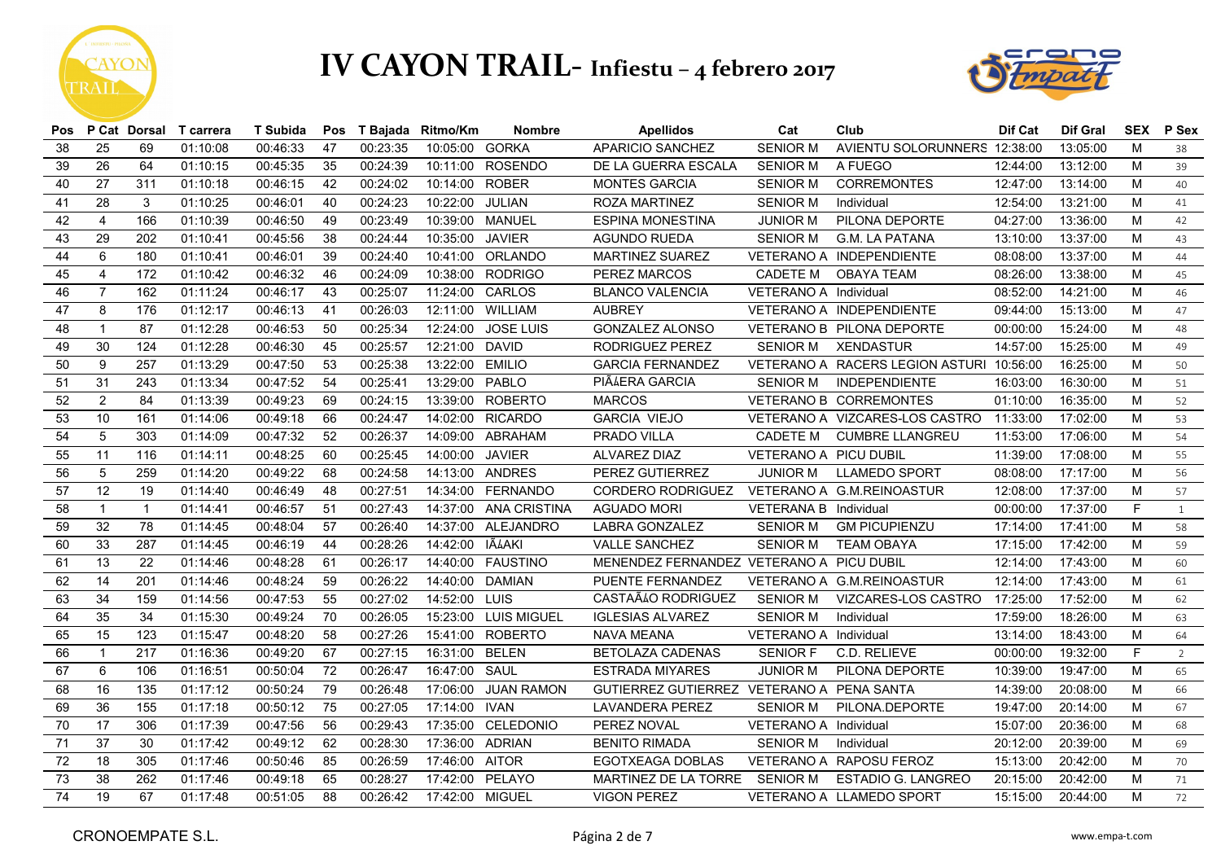# IV CAYON TRAIL- Infiestu – 4 febrero 2017

| Pos | P Cat | Dorsal | T carrera | T Subida | Pos | T Bajada | Ritmo/Km | Nombre | Apellidos | Cat | Club | Dif Cat | Dif Gral | SEX | P Sex |
|---|---|---|---|---|---|---|---|---|---|---|---|---|---|---|---|
| 38 | 25 | 69 | 01:10:08 | 00:46:33 | 47 | 00:23:35 | 10:05:00 | GORKA | APARICIO SANCHEZ | SENIOR M | AVIENTU SOLORUNNERS | 12:38:00 | 13:05:00 | M | 38 |
| 39 | 26 | 64 | 01:10:15 | 00:45:35 | 35 | 00:24:39 | 10:11:00 | ROSENDO | DE LA GUERRA ESCALA | SENIOR M | A FUEGO | 12:44:00 | 13:12:00 | M | 39 |
| 40 | 27 | 311 | 01:10:18 | 00:46:15 | 42 | 00:24:02 | 10:14:00 | ROBER | MONTES GARCIA | SENIOR M | CORREMONTES | 12:47:00 | 13:14:00 | M | 40 |
| 41 | 28 | 3 | 01:10:25 | 00:46:01 | 40 | 00:24:23 | 10:22:00 | JULIAN | ROZA MARTINEZ | SENIOR M | Individual | 12:54:00 | 13:21:00 | M | 41 |
| 42 | 4 | 166 | 01:10:39 | 00:46:50 | 49 | 00:23:49 | 10:39:00 | MANUEL | ESPINA MONESTINA | JUNIOR M | PILONA DEPORTE | 04:27:00 | 13:36:00 | M | 42 |
| 43 | 29 | 202 | 01:10:41 | 00:45:56 | 38 | 00:24:44 | 10:35:00 | JAVIER | AGUNDO RUEDA | SENIOR M | G.M. LA PATANA | 13:10:00 | 13:37:00 | M | 43 |
| 44 | 6 | 180 | 01:10:41 | 00:46:01 | 39 | 00:24:40 | 10:41:00 | ORLANDO | MARTINEZ SUAREZ | VETERANO A | INDEPENDIENTE | 08:08:00 | 13:37:00 | M | 44 |
| 45 | 4 | 172 | 01:10:42 | 00:46:32 | 46 | 00:24:09 | 10:38:00 | RODRIGO | PEREZ MARCOS | CADETE M | OBAYA TEAM | 08:26:00 | 13:38:00 | M | 45 |
| 46 | 7 | 162 | 01:11:24 | 00:46:17 | 43 | 00:25:07 | 11:24:00 | CARLOS | BLANCO VALENCIA | VETERANO A | Individual | 08:52:00 | 14:21:00 | M | 46 |
| 47 | 8 | 176 | 01:12:17 | 00:46:13 | 41 | 00:26:03 | 12:11:00 | WILLIAM | AUBREY | VETERANO A | INDEPENDIENTE | 09:44:00 | 15:13:00 | M | 47 |
| 48 | 1 | 87 | 01:12:28 | 00:46:53 | 50 | 00:25:34 | 12:24:00 | JOSE LUIS | GONZALEZ ALONSO | VETERANO B | PILONA DEPORTE | 00:00:00 | 15:24:00 | M | 48 |
| 49 | 30 | 124 | 01:12:28 | 00:46:30 | 45 | 00:25:57 | 12:21:00 | DAVID | RODRIGUEZ PEREZ | SENIOR M | XENDASTUR | 14:57:00 | 15:25:00 | M | 49 |
| 50 | 9 | 257 | 01:13:29 | 00:47:50 | 53 | 00:25:38 | 13:22:00 | EMILIO | GARCIA FERNANDEZ | VETERANO A | RACERS LEGION ASTURI | 10:56:00 | 16:25:00 | M | 50 |
| 51 | 31 | 243 | 01:13:34 | 00:47:52 | 54 | 00:25:41 | 13:29:00 | PABLO | PIÃ¿ERA GARCIA | SENIOR M | INDEPENDIENTE | 16:03:00 | 16:30:00 | M | 51 |
| 52 | 2 | 84 | 01:13:39 | 00:49:23 | 69 | 00:24:15 | 13:39:00 | ROBERTO | MARCOS | VETERANO B | CORREMONTES | 01:10:00 | 16:35:00 | M | 52 |
| 53 | 10 | 161 | 01:14:06 | 00:49:18 | 66 | 00:24:47 | 14:02:00 | RICARDO | GARCIA VIEJO | VETERANO A | VIZCARES-LOS CASTRO | 11:33:00 | 17:02:00 | M | 53 |
| 54 | 5 | 303 | 01:14:09 | 00:47:32 | 52 | 00:26:37 | 14:09:00 | ABRAHAM | PRADO VILLA | CADETE M | CUMBRE LLANGREU | 11:53:00 | 17:06:00 | M | 54 |
| 55 | 11 | 116 | 01:14:11 | 00:48:25 | 60 | 00:25:45 | 14:00:00 | JAVIER | ALVAREZ DIAZ | VETERANO A | PICU DUBIL | 11:39:00 | 17:08:00 | M | 55 |
| 56 | 5 | 259 | 01:14:20 | 00:49:22 | 68 | 00:24:58 | 14:13:00 | ANDRES | PEREZ GUTIERREZ | JUNIOR M | LLAMEDO SPORT | 08:08:00 | 17:17:00 | M | 56 |
| 57 | 12 | 19 | 01:14:40 | 00:46:49 | 48 | 00:27:51 | 14:34:00 | FERNANDO | CORDERO RODRIGUEZ | VETERANO A | G.M.REINOASTUR | 12:08:00 | 17:37:00 | M | 57 |
| 58 | 1 | 1 | 01:14:41 | 00:46:57 | 51 | 00:27:43 | 14:37:00 | ANA CRISTINA | AGUADO MORI | VETERANA B | Individual | 00:00:00 | 17:37:00 | F | 1 |
| 59 | 32 | 78 | 01:14:45 | 00:48:04 | 57 | 00:26:40 | 14:37:00 | ALEJANDRO | LABRA GONZALEZ | SENIOR M | GM PICUPIENZU | 17:14:00 | 17:41:00 | M | 58 |
| 60 | 33 | 287 | 01:14:45 | 00:46:19 | 44 | 00:28:26 | 14:42:00 | IÃ¿AKI | VALLE SANCHEZ | SENIOR M | TEAM OBAYA | 17:15:00 | 17:42:00 | M | 59 |
| 61 | 13 | 22 | 01:14:46 | 00:48:28 | 61 | 00:26:17 | 14:40:00 | FAUSTINO | MENENDEZ FERNANDEZ | VETERANO A | PICU DUBIL | 12:14:00 | 17:43:00 | M | 60 |
| 62 | 14 | 201 | 01:14:46 | 00:48:24 | 59 | 00:26:22 | 14:40:00 | DAMIAN | PUENTE FERNANDEZ | VETERANO A | G.M.REINOASTUR | 12:14:00 | 17:43:00 | M | 61 |
| 63 | 34 | 159 | 01:14:56 | 00:47:53 | 55 | 00:27:02 | 14:52:00 | LUIS | CASTAÃ¿O RODRIGUEZ | SENIOR M | VIZCARES-LOS CASTRO | 17:25:00 | 17:52:00 | M | 62 |
| 64 | 35 | 34 | 01:15:30 | 00:49:24 | 70 | 00:26:05 | 15:23:00 | LUIS MIGUEL | IGLESIAS ALVAREZ | SENIOR M | Individual | 17:59:00 | 18:26:00 | M | 63 |
| 65 | 15 | 123 | 01:15:47 | 00:48:20 | 58 | 00:27:26 | 15:41:00 | ROBERTO | NAVA MEANA | VETERANO A | Individual | 13:14:00 | 18:43:00 | M | 64 |
| 66 | 1 | 217 | 01:16:36 | 00:49:20 | 67 | 00:27:15 | 16:31:00 | BELEN | BETOLAZA CADENAS | SENIOR F | C.D. RELIEVE | 00:00:00 | 19:32:00 | F | 2 |
| 67 | 6 | 106 | 01:16:51 | 00:50:04 | 72 | 00:26:47 | 16:47:00 | SAUL | ESTRADA MIYARES | JUNIOR M | PILONA DEPORTE | 10:39:00 | 19:47:00 | M | 65 |
| 68 | 16 | 135 | 01:17:12 | 00:50:24 | 79 | 00:26:48 | 17:06:00 | JUAN RAMON | GUTIERREZ GUTIERREZ | VETERANO A | PENA SANTA | 14:39:00 | 20:08:00 | M | 66 |
| 69 | 36 | 155 | 01:17:18 | 00:50:12 | 75 | 00:27:05 | 17:14:00 | IVAN | LAVANDERA PEREZ | SENIOR M | PILONA.DEPORTE | 19:47:00 | 20:14:00 | M | 67 |
| 70 | 17 | 306 | 01:17:39 | 00:47:56 | 56 | 00:29:43 | 17:35:00 | CELEDONIO | PEREZ NOVAL | VETERANO A | Individual | 15:07:00 | 20:36:00 | M | 68 |
| 71 | 37 | 30 | 01:17:42 | 00:49:12 | 62 | 00:28:30 | 17:36:00 | ADRIAN | BENITO RIMADA | SENIOR M | Individual | 20:12:00 | 20:39:00 | M | 69 |
| 72 | 18 | 305 | 01:17:46 | 00:50:46 | 85 | 00:26:59 | 17:46:00 | AITOR | EGOTXEAGA DOBLAS | VETERANO A | RAPOSU FEROZ | 15:13:00 | 20:42:00 | M | 70 |
| 73 | 38 | 262 | 01:17:46 | 00:49:18 | 65 | 00:28:27 | 17:42:00 | PELAYO | MARTINEZ DE LA TORRE | SENIOR M | ESTADIO G. LANGREO | 20:15:00 | 20:42:00 | M | 71 |
| 74 | 19 | 67 | 01:17:48 | 00:51:05 | 88 | 00:26:42 | 17:42:00 | MIGUEL | VIGON PEREZ | VETERANO A | LLAMEDO SPORT | 15:15:00 | 20:44:00 | M | 72 |

CRONOEMPATE S.L.

www.empa-t.com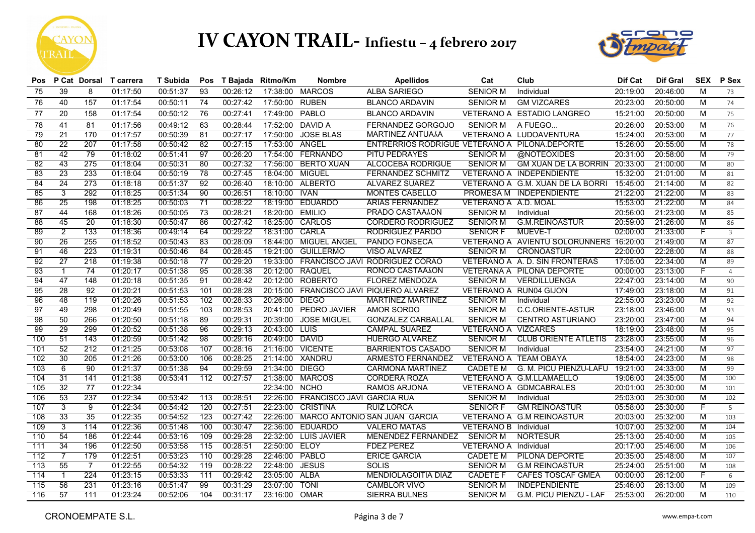# IV CAYON TRAIL- Infiestu – 4 febrero 2017

| Pos | P Cat | Dorsal | T carrera | T Subida | Pos | T Bajada | Ritmo/Km | Nombre | Apellidos | Cat | Club | Dif Cat | Dif Gral | SEX | P Sex |
|---|---|---|---|---|---|---|---|---|---|---|---|---|---|---|---|
| 75 | 39 | 8 | 01:17:50 | 00:51:37 | 93 | 00:26:12 | 17:38:00 | MARCOS | ALBA SARIEGO | SENIOR M | Individual | 20:19:00 | 20:46:00 | M | 73 |
| 76 | 40 | 157 | 01:17:54 | 00:50:11 | 74 | 00:27:42 | 17:50:00 | RUBEN | BLANCO ARDAVIN | SENIOR M | GM VIZCARES | 20:23:00 | 20:50:00 | M | 74 |
| 77 | 20 | 158 | 01:17:54 | 00:50:12 | 76 | 00:27:41 | 17:49:00 | PABLO | BLANCO ARDAVIN | VETERANO A | ESTADIO LANGREO | 15:21:00 | 20:50:00 | M | 75 |
| 78 | 41 | 81 | 01:17:56 | 00:49:12 | 63 | 00:28:44 | 17:52:00 | DAVID A | FERNANDEZ GORGOJO | SENIOR M | A FUEGO... | 20:26:00 | 20:53:00 | M | 76 |
| 79 | 21 | 170 | 01:17:57 | 00:50:39 | 81 | 00:27:17 | 17:50:00 | JOSE BLAS | MARTINEZ ANTUAÃ‘A | VETERANO A | LUDOAVENTURA | 15:24:00 | 20:53:00 | M | 77 |
| 80 | 22 | 207 | 01:17:58 | 00:50:42 | 82 | 00:27:15 | 17:53:00 | ANGEL | ENTRERRIOS RODRIGUE | VETERANO A | PILONA.DEPORTE | 15:26:00 | 20:55:00 | M | 78 |
| 81 | 42 | 79 | 01:18:02 | 00:51:41 | 97 | 00:26:20 | 17:54:00 | FERNANDO | PITU PEDRAYES | SENIOR M | @NOTEOXIDES | 20:31:00 | 20:58:00 | M | 79 |
| 82 | 43 | 275 | 01:18:04 | 00:50:31 | 80 | 00:27:32 | 17:56:00 | BERTO XUAN | ALCOCEBA RODRIGUE | SENIOR M | GM XUAN DE LA BORRIN | 20:33:00 | 21:00:00 | M | 80 |
| 83 | 23 | 233 | 01:18:04 | 00:50:19 | 78 | 00:27:45 | 18:04:00 | MIGUEL | FERNANDEZ SCHMITZ | VETERANO A | INDEPENDIENTE | 15:32:00 | 21:01:00 | M | 81 |
| 84 | 24 | 273 | 01:18:18 | 00:51:37 | 92 | 00:26:40 | 18:10:00 | ALBERTO | ALVAREZ SUAREZ | VETERANO A | G.M. XUAN DE LA BORRI | 15:45:00 | 21:14:00 | M | 82 |
| 85 | 3 | 292 | 01:18:25 | 00:51:34 | 90 | 00:26:51 | 18:10:00 | IVAN | MONTES CABELLO | PROMESA M | INDEPENDIENTE | 21:22:00 | 21:22:00 | M | 83 |
| 86 | 25 | 198 | 01:18:25 | 00:50:03 | 71 | 00:28:22 | 18:19:00 | EDUARDO | ARIAS FERNANDEZ | VETERANO A | A.D. MOAL | 15:53:00 | 21:22:00 | M | 84 |
| 87 | 44 | 168 | 01:18:26 | 00:50:05 | 73 | 00:28:21 | 18:20:00 | EMILIO | PRADO CASTAÃ‘ON | SENIOR M | Individual | 20:56:00 | 21:23:00 | M | 85 |
| 88 | 45 | 20 | 01:18:30 | 00:50:47 | 86 | 00:27:42 | 18:25:00 | CARLOS | CORDERO RODRIGUEZ | SENIOR M | G.M.REINOASTUR | 20:59:00 | 21:26:00 | M | 86 |
| 89 | 2 | 133 | 01:18:36 | 00:49:14 | 64 | 00:29:22 | 18:31:00 | CARLA | RODRIGUEZ PARDO | SENIOR F | MUEVE-T | 02:00:00 | 21:33:00 | F | 3 |
| 90 | 26 | 255 | 01:18:52 | 00:50:43 | 83 | 00:28:09 | 18:44:00 | MIGUEL ANGEL | PANDO FONSECA | VETERANO A | AVIENTU SOLORUNNERS | 16:20:00 | 21:49:00 | M | 87 |
| 91 | 46 | 223 | 01:19:31 | 00:50:46 | 84 | 00:28:45 | 19:21:00 | GUILLERMO | VISO ALVAREZ | SENIOR M | CRONOASTUR | 22:00:00 | 22:28:00 | M | 88 |
| 92 | 27 | 218 | 01:19:38 | 00:50:18 | 77 | 00:29:20 | 19:33:00 | FRANCISCO JAVI | RODRIGUEZ CORAO | VETERANO A | A. D. SIN FRONTERAS | 17:05:00 | 22:34:00 | M | 89 |
| 93 | 1 | 74 | 01:20:17 | 00:51:38 | 95 | 00:28:38 | 20:12:00 | RAQUEL | RONCO CASTAÃ‘ON | VETERANA A | PILONA DEPORTE | 00:00:00 | 23:13:00 | F | 4 |
| 94 | 47 | 148 | 01:20:18 | 00:51:35 | 91 | 00:28:42 | 20:12:00 | ROBERTO | FLOREZ MENDOZA | SENIOR M | VERDILLUENGA | 22:47:00 | 23:14:00 | M | 90 |
| 95 | 28 | 92 | 01:20:21 | 00:51:53 | 101 | 00:28:28 | 20:15:00 | FRANCISCO JAVI | PIQUERO ALVAREZ | VETERANO A | RUN04 GIJON | 17:49:00 | 23:18:00 | M | 91 |
| 96 | 48 | 119 | 01:20:26 | 00:51:53 | 102 | 00:28:33 | 20:26:00 | DIEGO | MARTINEZ MARTINEZ | SENIOR M | Individual | 22:55:00 | 23:23:00 | M | 92 |
| 97 | 49 | 298 | 01:20:49 | 00:51:55 | 103 | 00:28:53 | 20:41:00 | PEDRO JAVIER | AMOR SORDO | SENIOR M | C.C.ORIENTE-ASTUR | 23:18:00 | 23:46:00 | M | 93 |
| 98 | 50 | 266 | 01:20:50 | 00:51:18 | 89 | 00:29:31 | 20:39:00 | JOSE MIGUEL | GONZALEZ CARBALLAL | SENIOR M | CENTRO ASTURIANO | 23:20:00 | 23:47:00 | M | 94 |
| 99 | 29 | 299 | 01:20:52 | 00:51:38 | 96 | 00:29:13 | 20:43:00 | LUIS | CAMPAL SUAREZ | VETERANO A | VIZCARES | 18:19:00 | 23:48:00 | M | 95 |
| 100 | 51 | 143 | 01:20:59 | 00:51:42 | 98 | 00:29:16 | 20:49:00 | DAVID | HUERGO ALVAREZ | SENIOR M | CLUB ORIENTE ATLETIS | 23:28:00 | 23:55:00 | M | 96 |
| 101 | 52 | 212 | 01:21:25 | 00:53:08 | 107 | 00:28:16 | 21:16:00 | VICENTE | BARRIENTOS CASADO | SENIOR M | Individual | 23:54:00 | 24:21:00 | M | 97 |
| 102 | 30 | 205 | 01:21:26 | 00:53:00 | 106 | 00:28:25 | 21:14:00 | XANDRU | ARMESTO FERNANDEZ | VETERANO A | TEAM OBAYA | 18:54:00 | 24:23:00 | M | 98 |
| 103 | 6 | 90 | 01:21:37 | 00:51:38 | 94 | 00:29:59 | 21:34:00 | DIEGO | CARMONA MARTINEZ | CADETE M | G. M. PICU PIENZU-LAFU | 19:21:00 | 24:33:00 | M | 99 |
| 104 | 31 | 141 | 01:21:38 | 00:53:41 | 112 | 00:27:57 | 21:38:00 | MARCOS | CORDERA ROZA | VETERANO A | G.M.LLAMAELLO | 19:06:00 | 24:35:00 | M | 100 |
| 105 | 32 | 77 | 01:22:34 | | | | 22:34:00 | NCHO | RAMOS ARJONA | VETERANO A | GDMCABRALES | 20:01:00 | 25:30:00 | M | 101 |
| 106 | 53 | 237 | 01:22:34 | 00:53:42 | 113 | 00:28:51 | 22:26:00 | FRANCISCO JAVI | GARCIA RUA | SENIOR M | Individual | 25:03:00 | 25:30:00 | M | 102 |
| 107 | 3 | 9 | 01:22:34 | 00:54:42 | 120 | 00:27:51 | 22:23:00 | CRISTINA | RUIZ LORCA | SENIOR F | GM REINOASTUR | 05:58:00 | 25:30:00 | F | 5 |
| 108 | 33 | 35 | 01:22:35 | 00:54:52 | 123 | 00:27:42 | 22:26:00 | MARCO ANTONIO | SAN JUAN GARCIA | VETERANO A | G.M REINOASTUR | 20:03:00 | 25:32:00 | M | 103 |
| 109 | 3 | 114 | 01:22:36 | 00:51:48 | 100 | 00:30:47 | 22:36:00 | EDUARDO | VALERO MATAS | VETERANO B | Individual | 10:07:00 | 25:32:00 | M | 104 |
| 110 | 54 | 186 | 01:22:44 | 00:53:16 | 109 | 00:29:28 | 22:32:00 | LUIS JAVIER | MENENDEZ FERNANDEZ | SENIOR M | NORTESUR | 25:13:00 | 25:40:00 | M | 105 |
| 111 | 34 | 196 | 01:22:50 | 00:53:58 | 115 | 00:28:51 | 22:50:00 | ELOY | FDEZ PEREZ | VETERANO A | Individual | 20:17:00 | 25:46:00 | M | 106 |
| 112 | 7 | 179 | 01:22:51 | 00:53:23 | 110 | 00:29:28 | 22:46:00 | PABLO | ERICE GARCIA | CADETE M | PILONA DEPORTE | 20:35:00 | 25:48:00 | M | 107 |
| 113 | 55 | 7 | 01:22:55 | 00:54:32 | 119 | 00:28:22 | 22:48:00 | JESUS | SOLIS | SENIOR M | G.M REINOASTUR | 25:24:00 | 25:51:00 | M | 108 |
| 114 | 1 | 224 | 01:23:15 | 00:53:33 | 111 | 00:29:42 | 23:05:00 | ALBA | MENDIOLAGOITIA DIAZ | CADETE F | CAFES TOSCAF GMEA | 00:00:00 | 26:12:00 | F | 6 |
| 115 | 56 | 231 | 01:23:16 | 00:51:47 | 99 | 00:31:29 | 23:07:00 | TONI | CAMBLOR VIVO | SENIOR M | INDEPENDIENTE | 25:46:00 | 26:13:00 | M | 109 |
| 116 | 57 | 111 | 01:23:24 | 00:52:06 | 104 | 00:31:17 | 23:16:00 | OMAR | SIERRA BULNES | SENIOR M | G.M. PICU PIENZU - LAF | 25:53:00 | 26:20:00 | M | 110 |

CRONOEMPATE S.L.    www.empa-t.com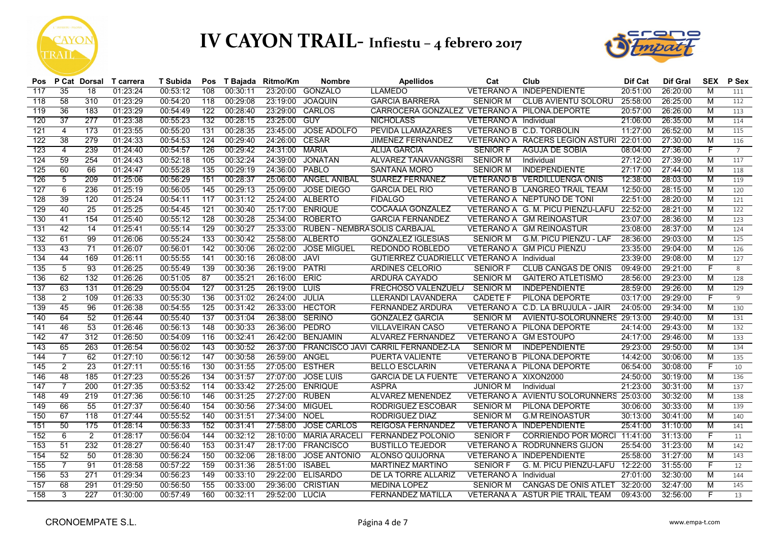# IV CAYON TRAIL- Infiestu – 4 febrero 2017

| Pos | P Cat | Dorsal | T carrera | T Subida | Pos | T Bajada | Ritmo/Km | Nombre | Apellidos | Cat | Club | Dif Cat | Dif Gral | SEX | P Sex |
|---|---|---|---|---|---|---|---|---|---|---|---|---|---|---|---|
| 117 | 35 | 18 | 01:23:24 | 00:53:12 | 108 | 00:30:11 | 23:20:00 | GONZALO | LLAMEDO | VETERANO A | INDEPENDIENTE | 20:51:00 | 26:20:00 | M | 111 |
| 118 | 58 | 310 | 01:23:29 | 00:54:20 | 118 | 00:29:08 | 23:19:00 | JOAQUIN | GARCIA BARRERA | SENIOR M | CLUB AVIENTU SOLORU | 25:58:00 | 26:25:00 | M | 112 |
| 119 | 36 | 183 | 01:23:29 | 00:54:49 | 122 | 00:28:40 | 23:29:00 | CARLOS | CARROCERA GONZALEZ | VETERANO A | PILONA.DEPORTE | 20:57:00 | 26:26:00 | M | 113 |
| 120 | 37 | 277 | 01:23:38 | 00:55:23 | 132 | 00:28:15 | 23:25:00 | GUY | NICHOLASS | VETERANO A | Individual | 21:06:00 | 26:35:00 | M | 114 |
| 121 | 4 | 173 | 01:23:55 | 00:55:20 | 131 | 00:28:35 | 23:45:00 | JOSE ADOLFO | PEVIDA LLAMAZARES | VETERANO B | C.D. TORBOLIN | 11:27:00 | 26:52:00 | M | 115 |
| 122 | 38 | 279 | 01:24:33 | 00:54:53 | 124 | 00:29:40 | 24:26:00 | CESAR | JIMENEZ FERNANDEZ | VETERANO A | RACERS LEGION ASTURI | 22:01:00 | 27:30:00 | M | 116 |
| 123 | 4 | 239 | 01:24:40 | 00:54:57 | 126 | 00:29:42 | 24:31:00 | MARIA | ALIJA GARCIA | SENIOR F | AGUJA DE SOBIA | 08:04:00 | 27:36:00 | F | 7 |
| 124 | 59 | 254 | 01:24:43 | 00:52:18 | 105 | 00:32:24 | 24:39:00 | JONATAN | ALVAREZ TANAVANGSRI | SENIOR M | Individual | 27:12:00 | 27:39:00 | M | 117 |
| 125 | 60 | 66 | 01:24:47 | 00:55:28 | 135 | 00:29:19 | 24:36:00 | PABLO | SANTANA MORO | SENIOR M | INDEPENDIENTE | 27:17:00 | 27:44:00 | M | 118 |
| 126 | 5 | 209 | 01:25:06 | 00:56:29 | 151 | 00:28:37 | 25:06:00 | ANGEL ANIBAL | SUAREZ FERNANEZ | VETERANO B | VERDILLUENGA ONIS | 12:38:00 | 28:03:00 | M | 119 |
| 127 | 6 | 236 | 01:25:19 | 00:56:05 | 145 | 00:29:13 | 25:09:00 | JOSE DIEGO | GARCIA DEL RIO | VETERANO B | LANGREO TRAIL TEAM | 12:50:00 | 28:15:00 | M | 120 |
| 128 | 39 | 120 | 01:25:24 | 00:54:11 | 117 | 00:31:12 | 25:24:00 | ALBERTO | FIDALGO | VETERANO A | NEPTUNO DE TONI | 22:51:00 | 28:20:00 | M | 121 |
| 129 | 40 | 25 | 01:25:25 | 00:54:45 | 121 | 00:30:40 | 25:17:00 | ENRIQUE | COCAAAA GONZALEZ | VETERANO A | G. M. PICU PIENZU-LAFU | 22:52:00 | 28:21:00 | M | 122 |
| 130 | 41 | 154 | 01:25:40 | 00:55:12 | 128 | 00:30:28 | 25:34:00 | ROBERTO | GARCIA FERNANDEZ | VETERANO A | GM REINOASTUR | 23:07:00 | 28:36:00 | M | 123 |
| 131 | 42 | 14 | 01:25:41 | 00:55:14 | 129 | 00:30:27 | 25:33:00 | RUBEN - NEMBRA | SOLIS CARBAJAL | VETERANO A | GM REINOASTUR | 23:08:00 | 28:37:00 | M | 124 |
| 132 | 61 | 99 | 01:26:06 | 00:55:24 | 133 | 00:30:42 | 25:58:00 | ALBERTO | GONZALEZ IGLESIAS | SENIOR M | G.M. PICU PIENZU - LAF | 28:36:00 | 29:03:00 | M | 125 |
| 133 | 43 | 71 | 01:26:07 | 00:56:01 | 142 | 00:30:06 | 26:02:00 | JOSE MIGUEL | REDONDO ROBLEDO | VETERANO A | GM PICU PIENZU | 23:35:00 | 29:04:00 | M | 126 |
| 134 | 44 | 169 | 01:26:11 | 00:55:55 | 141 | 00:30:16 | 26:08:00 | JAVI | GUTIERREZ CUADRIELL( | VETERANO A | Individual | 23:39:00 | 29:08:00 | M | 127 |
| 135 | 5 | 93 | 01:26:25 | 00:55:49 | 139 | 00:30:36 | 26:19:00 | PATRI | ARDINES CELORIO | SENIOR F | CLUB CANGAS DE ONIS | 09:49:00 | 29:21:00 | F | 8 |
| 136 | 62 | 132 | 01:26:26 | 00:51:05 | 87 | 00:35:21 | 26:16:00 | ERIC | ARDURA CAYADO | SENIOR M | GAITERO ATLETISMO | 28:56:00 | 29:23:00 | M | 128 |
| 137 | 63 | 131 | 01:26:29 | 00:55:04 | 127 | 00:31:25 | 26:19:00 | LUIS | FRECHOSO VALENZUEL/ | SENIOR M | INDEPENDIENTE | 28:59:00 | 29:26:00 | M | 129 |
| 138 | 2 | 109 | 01:26:33 | 00:55:30 | 136 | 00:31:02 | 26:24:00 | JULIA | LLERANDI LAVANDERA | CADETE F | PILONA DEPORTE | 03:17:00 | 29:29:00 | F | 9 |
| 139 | 45 | 96 | 01:26:38 | 00:54:55 | 125 | 00:31:42 | 26:33:00 | HECTOR | FERNANDEZ ARDURA | VETERANO A | C.D. LA BRUJULA - JAIR | 24:05:00 | 29:34:00 | M | 130 |
| 140 | 64 | 52 | 01:26:44 | 00:55:40 | 137 | 00:31:04 | 26:38:00 | SERINO | GONZALEZ GARCIA | SENIOR M | AVIENTU-SOLORUNNERS | 29:13:00 | 29:40:00 | M | 131 |
| 141 | 46 | 53 | 01:26:46 | 00:56:13 | 148 | 00:30:33 | 26:36:00 | PEDRO | VILLAVEIRAN CASO | VETERANO A | PILONA DEPORTE | 24:14:00 | 29:43:00 | M | 132 |
| 142 | 47 | 312 | 01:26:50 | 00:54:09 | 116 | 00:32:41 | 26:42:00 | BENJAMIN | ALVAREZ FERNANDEZ | VETERANO A | GM ESTOUPO | 24:17:00 | 29:46:00 | M | 133 |
| 143 | 65 | 263 | 01:26:54 | 00:56:02 | 143 | 00:30:52 | 26:37:00 | FRANCISCO JAVI | CARRIL FERNANDEZ-LA | SENIOR M | INDEPENDIENTE | 29:23:00 | 29:50:00 | M | 134 |
| 144 | 7 | 62 | 01:27:10 | 00:56:12 | 147 | 00:30:58 | 26:59:00 | ANGEL | PUERTA VALIENTE | VETERANO B | PILONA.DEPORTE | 14:42:00 | 30:06:00 | M | 135 |
| 145 | 2 | 23 | 01:27:11 | 00:55:16 | 130 | 00:31:55 | 27:05:00 | ESTHER | BELLO ESCLARIN | VETERANA A | PILONA DEPORTE | 06:54:00 | 30:08:00 | F | 10 |
| 146 | 48 | 185 | 01:27:23 | 00:55:26 | 134 | 00:31:57 | 27:07:00 | JOSE LUIS | GARCIA DE LA FUENTE | VETERANO A | XIXON2000 | 24:50:00 | 30:19:00 | M | 136 |
| 147 | 7 | 200 | 01:27:35 | 00:53:52 | 114 | 00:33:42 | 27:25:00 | ENRIQUE | ASPRA | JUNIOR M | Individual | 21:23:00 | 30:31:00 | M | 137 |
| 148 | 49 | 219 | 01:27:36 | 00:56:10 | 146 | 00:31:25 | 27:27:00 | RUBEN | ALVAREZ MENENDEZ | VETERANO A | AVIENTU SOLORUNNERS | 25:03:00 | 30:32:00 | M | 138 |
| 149 | 66 | 55 | 01:27:37 | 00:56:40 | 154 | 00:30:56 | 27:34:00 | MIGUEL | RODRIGUEZ ESCOBAR | SENIOR M | PILONA DEPORTE | 30:06:00 | 30:33:00 | M | 139 |
| 150 | 67 | 118 | 01:27:44 | 00:55:52 | 140 | 00:31:51 | 27:34:00 | NOEL | RODRIGUEZ DIAZ | SENIOR M | G.M REINOASTUR | 30:13:00 | 30:41:00 | M | 140 |
| 151 | 50 | 175 | 01:28:14 | 00:56:33 | 152 | 00:31:41 | 27:58:00 | JOSE CARLOS | REIGOSA FERNANDEZ | VETERANO A | INDEPENDIENTE | 25:41:00 | 31:10:00 | M | 141 |
| 152 | 6 | 2 | 01:28:17 | 00:56:04 | 144 | 00:32:12 | 28:10:00 | MARIA ARACELI | FERNANDEZ POLONIO | SENIOR F | CORRIENDO POR MORCI | 11:41:00 | 31:13:00 | F | 11 |
| 153 | 51 | 232 | 01:28:27 | 00:56:40 | 153 | 00:31:47 | 28:17:00 | FRANCISCO | BUSTILLO TEJEDOR | VETERANO A | RODRUNNERS GIJON | 25:54:00 | 31:23:00 | M | 142 |
| 154 | 52 | 50 | 01:28:30 | 00:56:24 | 150 | 00:32:06 | 28:18:00 | JOSE ANTONIO | ALONSO QUIJORNA | VETERANO A | INDEPENDIENTE | 25:58:00 | 31:27:00 | M | 143 |
| 155 | 7 | 91 | 01:28:58 | 00:57:22 | 159 | 00:31:36 | 28:51:00 | ISABEL | MARTINEZ MARTINO | SENIOR F | G. M. PICU PIENZU-LAFU | 12:22:00 | 31:55:00 | F | 12 |
| 156 | 53 | 271 | 01:29:34 | 00:56:23 | 149 | 00:33:10 | 29:22:00 | ELISARDO | DE LA TORRE ALLARIZ | VETERANO A | Individual | 27:01:00 | 32:30:00 | M | 144 |
| 157 | 68 | 291 | 01:29:50 | 00:56:50 | 155 | 00:33:00 | 29:36:00 | CRISTIAN | MEDINA LOPEZ | SENIOR M | CANGAS DE ONIS ATLET | 32:20:00 | 32:47:00 | M | 145 |
| 158 | 3 | 227 | 01:30:00 | 00:57:49 | 160 | 00:32:11 | 29:52:00 | LUCIA | FERNANDEZ MATILLA | VETERANA A | ASTUR PIE TRAIL TEAM | 09:43:00 | 32:56:00 | F | 13 |

CRONOEMPATE S.L. — www.empa-t.com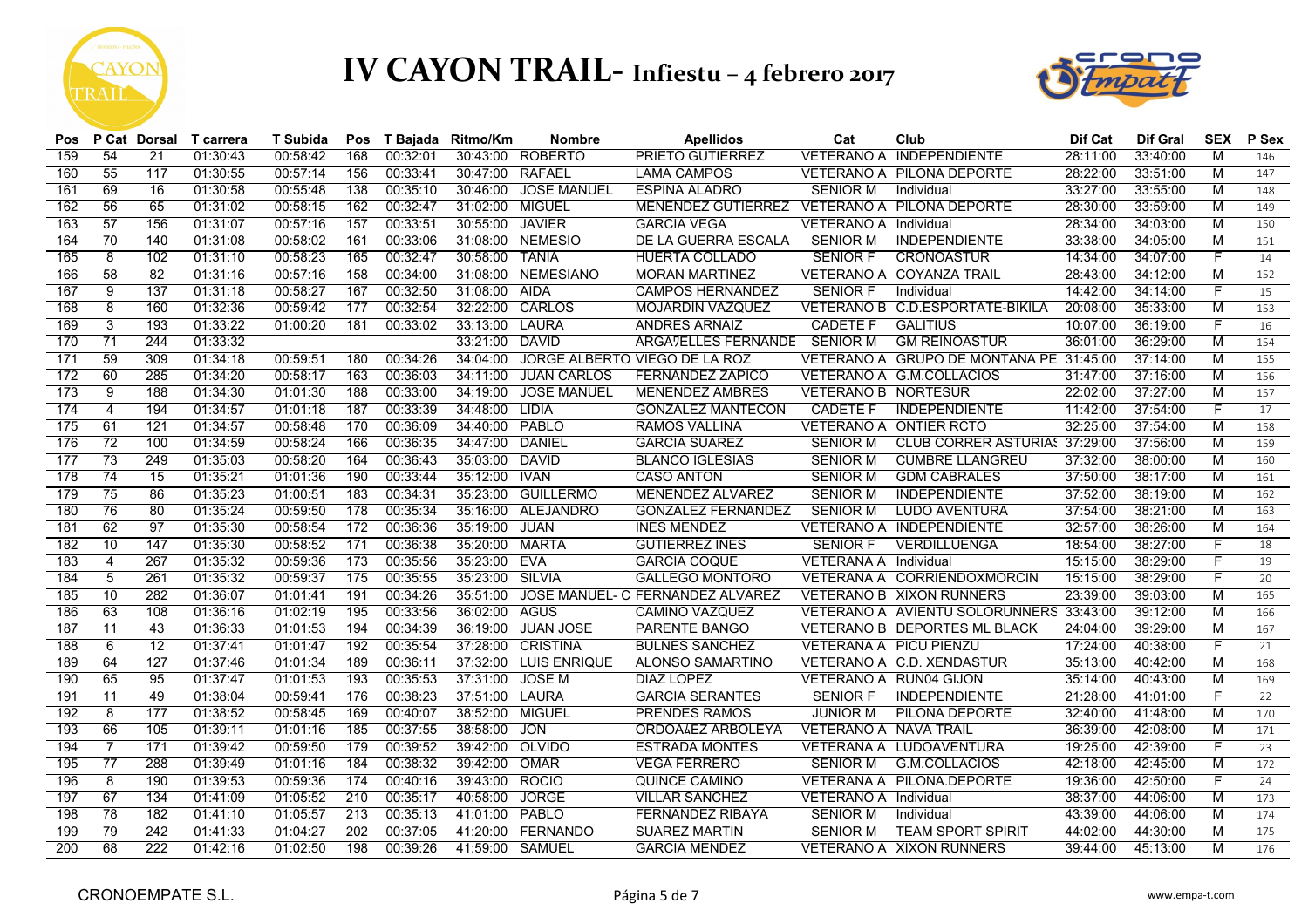# IV CAYON TRAIL- Infiestu – 4 febrero 2017

| Pos | P Cat | Dorsal | T carrera | T Subida | Pos | T Bajada | Ritmo/Km | Nombre | Apellidos | Cat | Club | Dif Cat | Dif Gral | SEX | P Sex |
|---|---|---|---|---|---|---|---|---|---|---|---|---|---|---|---|
| 159 | 54 | 21 | 01:30:43 | 00:58:42 | 168 | 00:32:01 | 30:43:00 | ROBERTO | PRIETO GUTIERREZ | VETERANO A | INDEPENDIENTE | 28:11:00 | 33:40:00 | M | 146 |
| 160 | 55 | 117 | 01:30:55 | 00:57:14 | 156 | 00:33:41 | 30:47:00 | RAFAEL | LAMA CAMPOS | VETERANO A | PILONA DEPORTE | 28:22:00 | 33:51:00 | M | 147 |
| 161 | 69 | 16 | 01:30:58 | 00:55:48 | 138 | 00:35:10 | 30:46:00 | JOSE MANUEL | ESPINA ALADRO | SENIOR M | Individual | 33:27:00 | 33:55:00 | M | 148 |
| 162 | 56 | 65 | 01:31:02 | 00:58:15 | 162 | 00:32:47 | 31:02:00 | MIGUEL | MENENDEZ GUTIERREZ | VETERANO A | PILONA DEPORTE | 28:30:00 | 33:59:00 | M | 149 |
| 163 | 57 | 156 | 01:31:07 | 00:57:16 | 157 | 00:33:51 | 30:55:00 | JAVIER | GARCIA VEGA | VETERANO A | Individual | 28:34:00 | 34:03:00 | M | 150 |
| 164 | 70 | 140 | 01:31:08 | 00:58:02 | 161 | 00:33:06 | 31:08:00 | NEMESIO | DE LA GUERRA ESCALA | SENIOR M | INDEPENDIENTE | 33:38:00 | 34:05:00 | M | 151 |
| 165 | 8 | 102 | 01:31:10 | 00:58:23 | 165 | 00:32:47 | 30:58:00 | TANIA | HUERTA COLLADO | SENIOR F | CRONOASTUR | 14:34:00 | 34:07:00 | F | 14 |
| 166 | 58 | 82 | 01:31:16 | 00:57:16 | 158 | 00:34:00 | 31:08:00 | NEMESIANO | MORAN MARTINEZ | VETERANO A | COYANZA TRAIL | 28:43:00 | 34:12:00 | M | 152 |
| 167 | 9 | 137 | 01:31:18 | 00:58:27 | 167 | 00:32:50 | 31:08:00 | AIDA | CAMPOS HERNANDEZ | SENIOR F | Individual | 14:42:00 | 34:14:00 | F | 15 |
| 168 | 8 | 160 | 01:32:36 | 00:59:42 | 177 | 00:32:54 | 32:22:00 | CARLOS | MOJARDIN VAZQUEZ | VETERANO B | C.D.ESPORTATE-BIKILA | 20:08:00 | 35:33:00 | M | 153 |
| 169 | 3 | 193 | 01:33:22 | 01:00:20 | 181 | 00:33:02 | 33:13:00 | LAURA | ANDRES ARNAIZ | CADETE F | GALITIUS | 10:07:00 | 36:19:00 | F | 16 |
| 170 | 71 | 244 | 01:33:32 | | | | 33:21:00 | DAVID | ARGA7ELLES FERNANDE | SENIOR M | GM REINOASTUR | 36:01:00 | 36:29:00 | M | 154 |
| 171 | 59 | 309 | 01:34:18 | 00:59:51 | 180 | 00:34:26 | 34:04:00 | JORGE ALBERTO | VIEGO DE LA ROZ | VETERANO A | GRUPO DE MONTANA PE | 31:45:00 | 37:14:00 | M | 155 |
| 172 | 60 | 285 | 01:34:20 | 00:58:17 | 163 | 00:36:03 | 34:11:00 | JUAN CARLOS | FERNANDEZ ZAPICO | VETERANO A | G.M.COLLACIOS | 31:47:00 | 37:16:00 | M | 156 |
| 173 | 9 | 188 | 01:34:30 | 01:01:30 | 188 | 00:33:00 | 34:19:00 | JOSE MANUEL | MENENDEZ AMBRES | VETERANO B | NORTESUR | 22:02:00 | 37:27:00 | M | 157 |
| 174 | 4 | 194 | 01:34:57 | 01:01:18 | 187 | 00:33:39 | 34:48:00 | LIDIA | GONZALEZ MANTECON | CADETE F | INDEPENDIENTE | 11:42:00 | 37:54:00 | F | 17 |
| 175 | 61 | 121 | 01:34:57 | 00:58:48 | 170 | 00:36:09 | 34:40:00 | PABLO | RAMOS VALLINA | VETERANO A | ONTIER RCTO | 32:25:00 | 37:54:00 | M | 158 |
| 176 | 72 | 100 | 01:34:59 | 00:58:24 | 166 | 00:36:35 | 34:47:00 | DANIEL | GARCIA SUAREZ | SENIOR M | CLUB CORRER ASTURIAS | 37:29:00 | 37:56:00 | M | 159 |
| 177 | 73 | 249 | 01:35:03 | 00:58:20 | 164 | 00:36:43 | 35:03:00 | DAVID | BLANCO IGLESIAS | SENIOR M | CUMBRE LLANGREU | 37:32:00 | 38:00:00 | M | 160 |
| 178 | 74 | 15 | 01:35:21 | 01:01:36 | 190 | 00:33:44 | 35:12:00 | IVAN | CASO ANTON | SENIOR M | GDM CABRALES | 37:50:00 | 38:17:00 | M | 161 |
| 179 | 75 | 86 | 01:35:23 | 01:00:51 | 183 | 00:34:31 | 35:23:00 | GUILLERMO | MENENDEZ ALVAREZ | SENIOR M | INDEPENDIENTE | 37:52:00 | 38:19:00 | M | 162 |
| 180 | 76 | 80 | 01:35:24 | 00:59:50 | 178 | 00:35:34 | 35:16:00 | ALEJANDRO | GONZALEZ FERNANDEZ | SENIOR M | LUDO AVENTURA | 37:54:00 | 38:21:00 | M | 163 |
| 181 | 62 | 97 | 01:35:30 | 00:58:54 | 172 | 00:36:36 | 35:19:00 | JUAN | INES MENDEZ | VETERANO A | INDEPENDIENTE | 32:57:00 | 38:26:00 | M | 164 |
| 182 | 10 | 147 | 01:35:30 | 00:58:52 | 171 | 00:36:38 | 35:20:00 | MARTA | GUTIERREZ INES | SENIOR F | VERDILLUENGA | 18:54:00 | 38:27:00 | F | 18 |
| 183 | 4 | 267 | 01:35:32 | 00:59:36 | 173 | 00:35:56 | 35:23:00 | EVA | GARCIA COQUE | VETERANA A | Individual | 15:15:00 | 38:29:00 | F | 19 |
| 184 | 5 | 261 | 01:35:32 | 00:59:37 | 175 | 00:35:55 | 35:23:00 | SILVIA | GALLEGO MONTORO | VETERANA A | CORRIENDOXMORCIN | 15:15:00 | 38:29:00 | F | 20 |
| 185 | 10 | 282 | 01:36:07 | 01:01:41 | 191 | 00:34:26 | 35:51:00 | JOSE MANUEL- C | FERNANDEZ ALVAREZ | VETERANO B | XIXON RUNNERS | 23:39:00 | 39:03:00 | M | 165 |
| 186 | 63 | 108 | 01:36:16 | 01:02:19 | 195 | 00:33:56 | 36:02:00 | AGUS | CAMINO VAZQUEZ | VETERANO A | AVIENTU SOLORUNNERS | 33:43:00 | 39:12:00 | M | 166 |
| 187 | 11 | 43 | 01:36:33 | 01:01:53 | 194 | 00:34:39 | 36:19:00 | JUAN JOSE | PARENTE BANGO | VETERANO B | DEPORTES ML BLACK | 24:04:00 | 39:29:00 | M | 167 |
| 188 | 6 | 12 | 01:37:41 | 01:01:47 | 192 | 00:35:54 | 37:28:00 | CRISTINA | BULNES SANCHEZ | VETERANA A | PICU PIENZU | 17:24:00 | 40:38:00 | F | 21 |
| 189 | 64 | 127 | 01:37:46 | 01:01:34 | 189 | 00:36:11 | 37:32:00 | LUIS ENRIQUE | ALONSO SAMARTINO | VETERANO A | C.D. XENDASTUR | 35:13:00 | 40:42:00 | M | 168 |
| 190 | 65 | 95 | 01:37:47 | 01:01:53 | 193 | 00:35:53 | 37:31:00 | JOSE M | DIAZ LOPEZ | VETERANO A | RUN04 GIJON | 35:14:00 | 40:43:00 | M | 169 |
| 191 | 11 | 49 | 01:38:04 | 00:59:41 | 176 | 00:38:23 | 37:51:00 | LAURA | GARCIA SERANTES | SENIOR F | INDEPENDIENTE | 21:28:00 | 41:01:00 | F | 22 |
| 192 | 8 | 177 | 01:38:52 | 00:58:45 | 169 | 00:40:07 | 38:52:00 | MIGUEL | PRENDES RAMOS | JUNIOR M | PILONA DEPORTE | 32:40:00 | 41:48:00 | M | 170 |
| 193 | 66 | 105 | 01:39:11 | 01:01:16 | 185 | 00:37:55 | 38:58:00 | JON | ORDOA¿EZ ARBOLEYA | VETERANO A | NAVA TRAIL | 36:39:00 | 42:08:00 | M | 171 |
| 194 | 7 | 171 | 01:39:42 | 00:59:50 | 179 | 00:39:52 | 39:42:00 | OLVIDO | ESTRADA MONTES | VETERANA A | LUDOAVENTURA | 19:25:00 | 42:39:00 | F | 23 |
| 195 | 77 | 288 | 01:39:49 | 01:01:16 | 184 | 00:38:32 | 39:42:00 | OMAR | VEGA FERRERO | SENIOR M | G.M.COLLACIOS | 42:18:00 | 42:45:00 | M | 172 |
| 196 | 8 | 190 | 01:39:53 | 00:59:36 | 174 | 00:40:16 | 39:43:00 | ROCIO | QUINCE CAMINO | VETERANA A | PILONA.DEPORTE | 19:36:00 | 42:50:00 | F | 24 |
| 197 | 67 | 134 | 01:41:09 | 01:05:52 | 210 | 00:35:17 | 40:58:00 | JORGE | VILLAR SANCHEZ | VETERANO A | Individual | 38:37:00 | 44:06:00 | M | 173 |
| 198 | 78 | 182 | 01:41:10 | 01:05:57 | 213 | 00:35:13 | 41:01:00 | PABLO | FERNANDEZ RIBAYA | SENIOR M | Individual | 43:39:00 | 44:06:00 | M | 174 |
| 199 | 79 | 242 | 01:41:33 | 01:04:27 | 202 | 00:37:05 | 41:20:00 | FERNANDO | SUAREZ MARTIN | SENIOR M | TEAM SPORT SPIRIT | 44:02:00 | 44:30:00 | M | 175 |
| 200 | 68 | 222 | 01:42:16 | 01:02:50 | 198 | 00:39:26 | 41:59:00 | SAMUEL | GARCIA MENDEZ | VETERANO A | XIXON RUNNERS | 39:44:00 | 45:13:00 | M | 176 |

CRONOEMPATE S.L. www.empa-t.com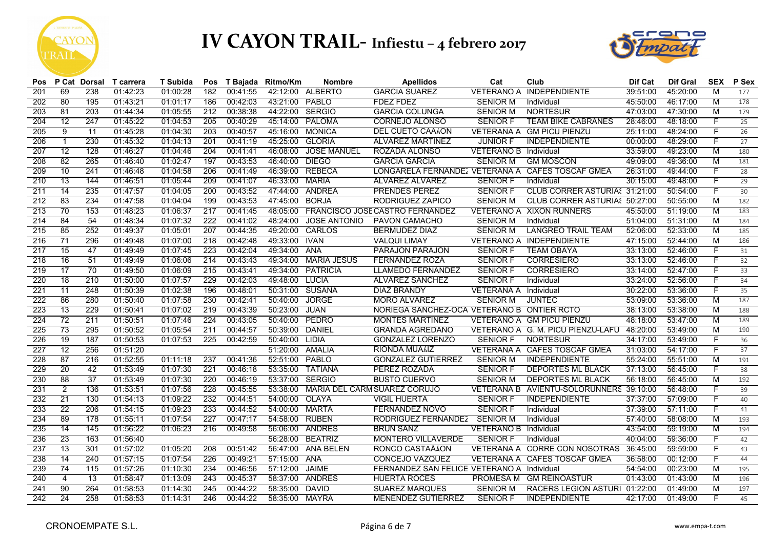# IV CAYON TRAIL- Infiestu – 4 febrero 2017

| Pos | P Cat | Dorsal | T carrera | T Subida | Pos | T Bajada | Ritmo/Km | Nombre | Apellidos | Cat | Club | Dif Cat | Dif Gral | SEX | P Sex |
|---|---|---|---|---|---|---|---|---|---|---|---|---|---|---|---|
| 201 | 69 | 238 | 01:42:23 | 01:00:28 | 182 | 00:41:55 | 42:12:00 | ALBERTO | GARCIA SUAREZ | VETERANO A | INDEPENDIENTE | 39:51:00 | 45:20:00 | M | 177 |
| 202 | 80 | 195 | 01:43:21 | 01:01:17 | 186 | 00:42:03 | 43:21:00 | PABLO | FDEZ FDEZ | SENIOR M | Individual | 45:50:00 | 46:17:00 | M | 178 |
| 203 | 81 | 203 | 01:44:34 | 01:05:55 | 212 | 00:38:38 | 44:22:00 | SERGIO | GARCIA COLUNGA | SENIOR M | NORTESUR | 47:03:00 | 47:30:00 | M | 179 |
| 204 | 12 | 247 | 01:45:22 | 01:04:53 | 205 | 00:40:29 | 45:14:00 | PALOMA | CORNEJO ALONSO | SENIOR F | TEAM BIKE CABRANES | 28:46:00 | 48:18:00 | F | 25 |
| 205 | 9 | 11 | 01:45:28 | 01:04:30 | 203 | 00:40:57 | 45:16:00 | MONICA | DEL CUETO CAAÁON | VETERANA A | GM PICU PIENZU | 25:11:00 | 48:24:00 | F | 26 |
| 206 | 1 | 230 | 01:45:32 | 01:04:13 | 201 | 00:41:19 | 45:25:00 | GLORIA | ALVAREZ MARTINEZ | JUNIOR F | INDEPENDIENTE | 00:00:00 | 48:29:00 | F | 27 |
| 207 | 12 | 128 | 01:46:27 | 01:04:46 | 204 | 00:41:41 | 46:08:00 | JOSE MANUEL | ROZADA ALONSO | VETERANO B | Individual | 33:59:00 | 49:23:00 | M | 180 |
| 208 | 82 | 265 | 01:46:40 | 01:02:47 | 197 | 00:43:53 | 46:40:00 | DIEGO | GARCIA GARCIA | SENIOR M | GM MOSCON | 49:09:00 | 49:36:00 | M | 181 |
| 209 | 10 | 241 | 01:46:48 | 01:04:58 | 206 | 00:41:49 | 46:39:00 | REBECA | LONGARELA FERNANDEZ | VETERANA A | CAFES TOSCAF GMEA | 26:31:00 | 49:44:00 | F | 28 |
| 210 | 13 | 144 | 01:46:51 | 01:05:44 | 209 | 00:41:07 | 46:33:00 | MARIA | ALVAREZ ALVAREZ | SENIOR F | Individual | 30:15:00 | 49:48:00 | F | 29 |
| 211 | 14 | 235 | 01:47:57 | 01:04:05 | 200 | 00:43:52 | 47:44:00 | ANDREA | PRENDES PEREZ | SENIOR F | CLUB CORRER ASTURIAS | 31:21:00 | 50:54:00 | F | 30 |
| 212 | 83 | 234 | 01:47:58 | 01:04:04 | 199 | 00:43:53 | 47:45:00 | BORJA | RODRIGUEZ ZAPICO | SENIOR M | CLUB CORRER ASTURIAS | 50:27:00 | 50:55:00 | M | 182 |
| 213 | 70 | 153 | 01:48:23 | 01:06:37 | 217 | 00:41:45 | 48:05:00 | FRANCISCO JOSE | CASTRO FERNANDEZ | VETERANO A | XIXON RUNNERS | 45:50:00 | 51:19:00 | M | 183 |
| 214 | 84 | 54 | 01:48:34 | 01:07:32 | 222 | 00:41:02 | 48:24:00 | JOSE ANTONIO | PAVON CAMACHO | SENIOR M | Individual | 51:04:00 | 51:31:00 | M | 184 |
| 215 | 85 | 252 | 01:49:37 | 01:05:01 | 207 | 00:44:35 | 49:20:00 | CARLOS | BERMUDEZ DIAZ | SENIOR M | LANGREO TRAIL TEAM | 52:06:00 | 52:33:00 | M | 185 |
| 216 | 71 | 296 | 01:49:48 | 01:07:00 | 218 | 00:42:48 | 49:33:00 | IVAN | VALQUI LIMAY | VETERANO A | INDEPENDIENTE | 47:15:00 | 52:44:00 | M | 186 |
| 217 | 15 | 47 | 01:49:49 | 01:07:45 | 223 | 00:42:04 | 49:34:00 | ANA | PARAJON PARAJON | SENIOR F | TEAM OBAYA | 33:13:00 | 52:46:00 | F | 31 |
| 218 | 16 | 51 | 01:49:49 | 01:06:06 | 214 | 00:43:43 | 49:34:00 | MARIA JESUS | FERNANDEZ ROZA | SENIOR F | CORRESIERO | 33:13:00 | 52:46:00 | F | 32 |
| 219 | 17 | 70 | 01:49:50 | 01:06:09 | 215 | 00:43:41 | 49:34:00 | PATRICIA | LLAMEDO FERNANDEZ | SENIOR F | CORRESIERO | 33:14:00 | 52:47:00 | F | 33 |
| 220 | 18 | 210 | 01:50:00 | 01:07:57 | 229 | 00:42:03 | 49:48:00 | LUCIA | ALVAREZ SANCHEZ | SENIOR F | Individual | 33:24:00 | 52:56:00 | F | 34 |
| 221 | 11 | 248 | 01:50:39 | 01:02:38 | 196 | 00:48:01 | 50:31:00 | SUSANA | DIAZ BRANDY | VETERANA A | Individual | 30:22:00 | 53:36:00 | F | 35 |
| 222 | 86 | 280 | 01:50:40 | 01:07:58 | 230 | 00:42:41 | 50:40:00 | JORGE | MORO ALVAREZ | SENIOR M | JUNTEC | 53:09:00 | 53:36:00 | M | 187 |
| 223 | 13 | 229 | 01:50:41 | 01:07:02 | 219 | 00:43:39 | 50:23:00 | JUAN | NORIEGA SANCHEZ-OCA | VETERANO B | ONTIER RCTO | 38:13:00 | 53:38:00 | M | 188 |
| 224 | 72 | 211 | 01:50:51 | 01:07:46 | 224 | 00:43:05 | 50:40:00 | PEDRO | MONTES MARTINEZ | VETERANO A | GM PICU PIENZU | 48:18:00 | 53:47:00 | M | 189 |
| 225 | 73 | 295 | 01:50:52 | 01:05:54 | 211 | 00:44:57 | 50:39:00 | DANIEL | GRANDA AGREDANO | VETERANO A | G. M. PICU PIENZU-LAFU | 48:20:00 | 53:49:00 | M | 190 |
| 226 | 19 | 187 | 01:50:53 | 01:07:53 | 225 | 00:42:59 | 50:40:00 | LIDIA | GONZALEZ LORENZO | SENIOR F | NORTESUR | 34:17:00 | 53:49:00 | F | 36 |
| 227 | 12 | 256 | 01:51:20 | | | | 51:20:00 | AMALIA | RIONDA MUÁÍIZ | VETERANA A | CAFES TOSCAF GMEA | 31:03:00 | 54:17:00 | F | 37 |
| 228 | 87 | 216 | 01:52:55 | 01:11:18 | 237 | 00:41:36 | 52:51:00 | PABLO | GONZALEZ GUTIERREZ | SENIOR M | INDEPENDIENTE | 55:24:00 | 55:51:00 | M | 191 |
| 229 | 20 | 42 | 01:53:49 | 01:07:30 | 221 | 00:46:18 | 53:35:00 | TATIANA | PEREZ ROZADA | SENIOR F | DEPORTES ML BLACK | 37:13:00 | 56:45:00 | F | 38 |
| 230 | 88 | 37 | 01:53:49 | 01:07:30 | 220 | 00:46:19 | 53:37:00 | SERGIO | BUSTO CUERVO | SENIOR M | DEPORTES ML BLACK | 56:18:00 | 56:45:00 | M | 192 |
| 231 | 2 | 136 | 01:53:51 | 01:07:56 | 228 | 00:45:55 | 53:38:00 | MARIA DEL CARM | SUAREZ CORUJO | VETERANA B | AVIENTU-SOLORUNNERS | 39:10:00 | 56:48:00 | F | 39 |
| 232 | 21 | 130 | 01:54:13 | 01:09:22 | 232 | 00:44:51 | 54:00:00 | OLAYA | VIGIL HUERTA | SENIOR F | INDEPENDIENTE | 37:37:00 | 57:09:00 | F | 40 |
| 233 | 22 | 206 | 01:54:15 | 01:09:23 | 233 | 00:44:52 | 54:00:00 | MARTA | FERNANDEZ NOVO | SENIOR F | Individual | 37:39:00 | 57:11:00 | F | 41 |
| 234 | 89 | 178 | 01:55:11 | 01:07:54 | 227 | 00:47:17 | 54:58:00 | RUBEN | RODRIGUEZ FERNANDEZ | SENIOR M | Individual | 57:40:00 | 58:08:00 | M | 193 |
| 235 | 14 | 145 | 01:56:22 | 01:06:23 | 216 | 00:49:58 | 56:06:00 | ANDRES | BRUN SANZ | VETERANO B | Individual | 43:54:00 | 59:19:00 | M | 194 |
| 236 | 23 | 163 | 01:56:40 | | | | 56:28:00 | BEATRIZ | MONTERO VILLAVERDE | SENIOR F | Individual | 40:04:00 | 59:36:00 | F | 42 |
| 237 | 13 | 301 | 01:57:02 | 01:05:20 | 208 | 00:51:42 | 56:47:00 | ANA BELEN | RONCO CASTAÁÍON | VETERANA A | CORRE CON NOSOTRAS | 36:45:00 | 59:59:00 | F | 43 |
| 238 | 14 | 240 | 01:57:15 | 01:07:54 | 226 | 00:49:21 | 57:15:00 | ANA | CONCEJO VAZQUEZ | VETERANA A | CAFES TOSCAF GMEA | 36:58:00 | 00:12:00 | F | 44 |
| 239 | 74 | 115 | 01:57:26 | 01:10:30 | 234 | 00:46:56 | 57:12:00 | JAIME | FERNANDEZ SAN FELICE | VETERANO A | Individual | 54:54:00 | 00:23:00 | M | 195 |
| 240 | 4 | 13 | 01:58:47 | 01:13:09 | 243 | 00:45:37 | 58:37:00 | ANDRES | HUERTA ROCES | PROMESA M | GM REINOASTUR | 01:43:00 | 01:43:00 | M | 196 |
| 241 | 90 | 264 | 01:58:53 | 01:14:30 | 245 | 00:44:22 | 58:35:00 | DAVID | SUAREZ MARQUES | SENIOR M | RACERS LEGION ASTURI | 01:22:00 | 01:49:00 | M | 197 |
| 242 | 24 | 258 | 01:58:53 | 01:14:31 | 246 | 00:44:22 | 58:35:00 | MAYRA | MENENDEZ GUTIERREZ | SENIOR F | INDEPENDIENTE | 42:17:00 | 01:49:00 | F | 45 |

CRONOEMPATE S.L. www.empa-t.com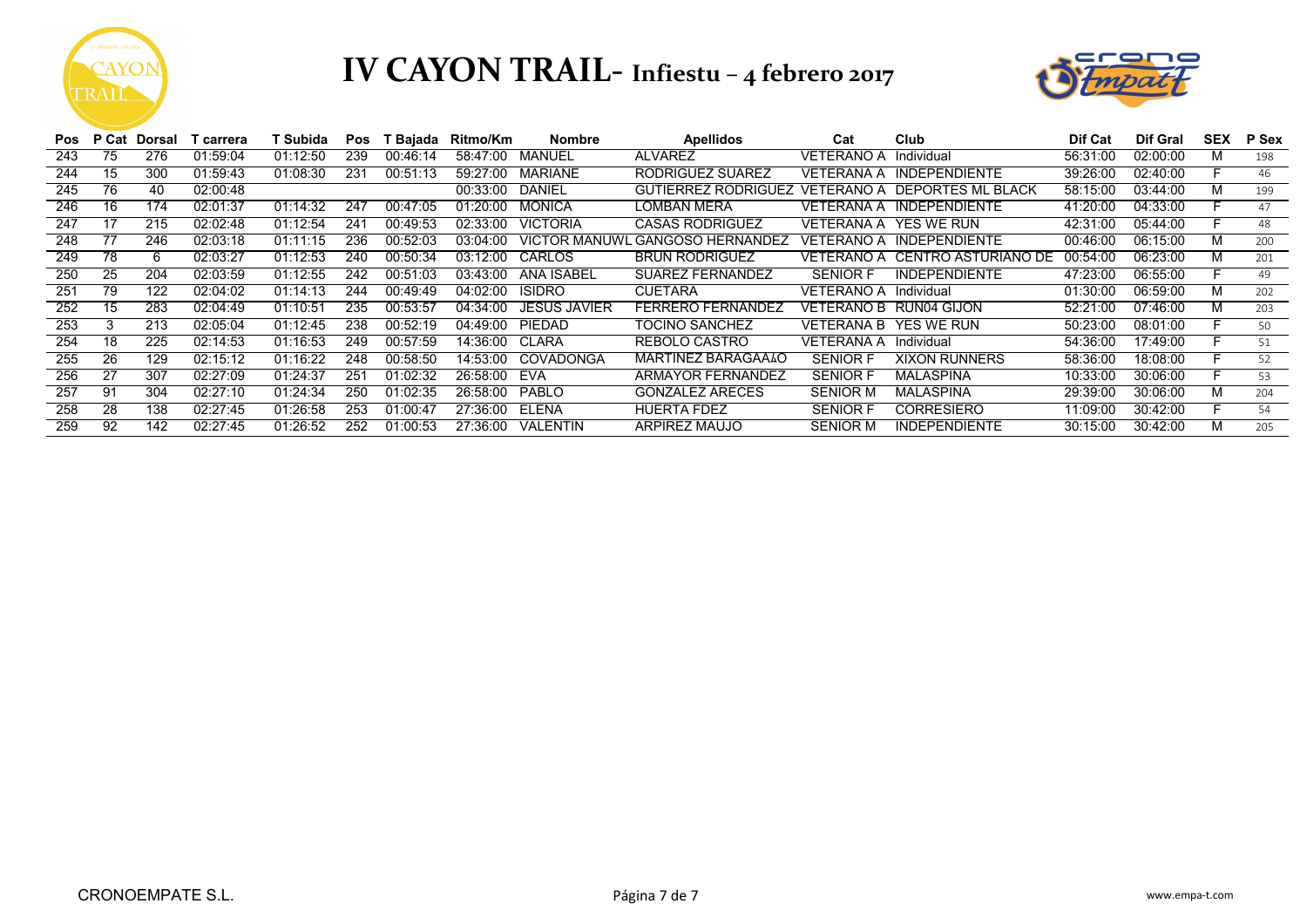# IV CAYON TRAIL- Infiestu – 4 febrero 2017

| Pos | P Cat | Dorsal | T carrera | T Subida | Pos | T Bajada | Ritmo/Km | Nombre | Apellidos | Cat | Club | Dif Cat | Dif Gral | SEX | P Sex |
|---|---|---|---|---|---|---|---|---|---|---|---|---|---|---|---|
| 243 | 75 | 276 | 01:59:04 | 01:12:50 | 239 | 00:46:14 | 58:47:00 | MANUEL | ALVAREZ | VETERANO A | Individual | 56:31:00 | 02:00:00 | M | 198 |
| 244 | 15 | 300 | 01:59:43 | 01:08:30 | 231 | 00:51:13 | 59:27:00 | MARIANE | RODRIGUEZ SUAREZ | VETERANA A | INDEPENDIENTE | 39:26:00 | 02:40:00 | F | 46 |
| 245 | 76 | 40 | 02:00:48 | | | | 00:33:00 | DANIEL | GUTIERREZ RODRIGUEZ | VETERANO A | DEPORTES ML BLACK | 58:15:00 | 03:44:00 | M | 199 |
| 246 | 16 | 174 | 02:01:37 | 01:14:32 | 247 | 00:47:05 | 01:20:00 | MONICA | LOMBAN MERA | VETERANA A | INDEPENDIENTE | 41:20:00 | 04:33:00 | F | 47 |
| 247 | 17 | 215 | 02:02:48 | 01:12:54 | 241 | 00:49:53 | 02:33:00 | VICTORIA | CASAS RODRIGUEZ | VETERANA A | YES WE RUN | 42:31:00 | 05:44:00 | F | 48 |
| 248 | 77 | 246 | 02:03:18 | 01:11:15 | 236 | 00:52:03 | 03:04:00 | VICTOR MANUWL | GANGOSO HERNANDEZ | VETERANO A | INDEPENDIENTE | 00:46:00 | 06:15:00 | M | 200 |
| 249 | 78 | 6 | 02:03:27 | 01:12:53 | 240 | 00:50:34 | 03:12:00 | CARLOS | BRUN RODRIGUEZ | VETERANO A | CENTRO ASTURIANO DE | 00:54:00 | 06:23:00 | M | 201 |
| 250 | 25 | 204 | 02:03:59 | 01:12:55 | 242 | 00:51:03 | 03:43:00 | ANA ISABEL | SUAREZ FERNANDEZ | SENIOR F | INDEPENDIENTE | 47:23:00 | 06:55:00 | F | 49 |
| 251 | 79 | 122 | 02:04:02 | 01:14:13 | 244 | 00:49:49 | 04:02:00 | ISIDRO | CUETARA | VETERANO A | Individual | 01:30:00 | 06:59:00 | M | 202 |
| 252 | 15 | 283 | 02:04:49 | 01:10:51 | 235 | 00:53:57 | 04:34:00 | JESUS JAVIER | FERRERO FERNANDEZ | VETERANO B | RUN04 GIJON | 52:21:00 | 07:46:00 | M | 203 |
| 253 | 3 | 213 | 02:05:04 | 01:12:45 | 238 | 00:52:19 | 04:49:00 | PIEDAD | TOCINO SANCHEZ | VETERANA B | YES WE RUN | 50:23:00 | 08:01:00 | F | 50 |
| 254 | 18 | 225 | 02:14:53 | 01:16:53 | 249 | 00:57:59 | 14:36:00 | CLARA | REBOLO CASTRO | VETERANA A | Individual | 54:36:00 | 17:49:00 | F | 51 |
| 255 | 26 | 129 | 02:15:12 | 01:16:22 | 248 | 00:58:50 | 14:53:00 | COVADONGA | MARTINEZ BARAGAAŁO | SENIOR F | XIXON RUNNERS | 58:36:00 | 18:08:00 | F | 52 |
| 256 | 27 | 307 | 02:27:09 | 01:24:37 | 251 | 01:02:32 | 26:58:00 | EVA | ARMAYOR FERNANDEZ | SENIOR F | MALASPINA | 10:33:00 | 30:06:00 | F | 53 |
| 257 | 91 | 304 | 02:27:10 | 01:24:34 | 250 | 01:02:35 | 26:58:00 | PABLO | GONZALEZ ARECES | SENIOR M | MALASPINA | 29:39:00 | 30:06:00 | M | 204 |
| 258 | 28 | 138 | 02:27:45 | 01:26:58 | 253 | 01:00:47 | 27:36:00 | ELENA | HUERTA FDEZ | SENIOR F | CORRESIERO | 11:09:00 | 30:42:00 | F | 54 |
| 259 | 92 | 142 | 02:27:45 | 01:26:52 | 252 | 01:00:53 | 27:36:00 | VALENTIN | ARPIREZ MAUJO | SENIOR M | INDEPENDIENTE | 30:15:00 | 30:42:00 | M | 205 |

CRONOEMPATE S.L.

www.empa-t.com